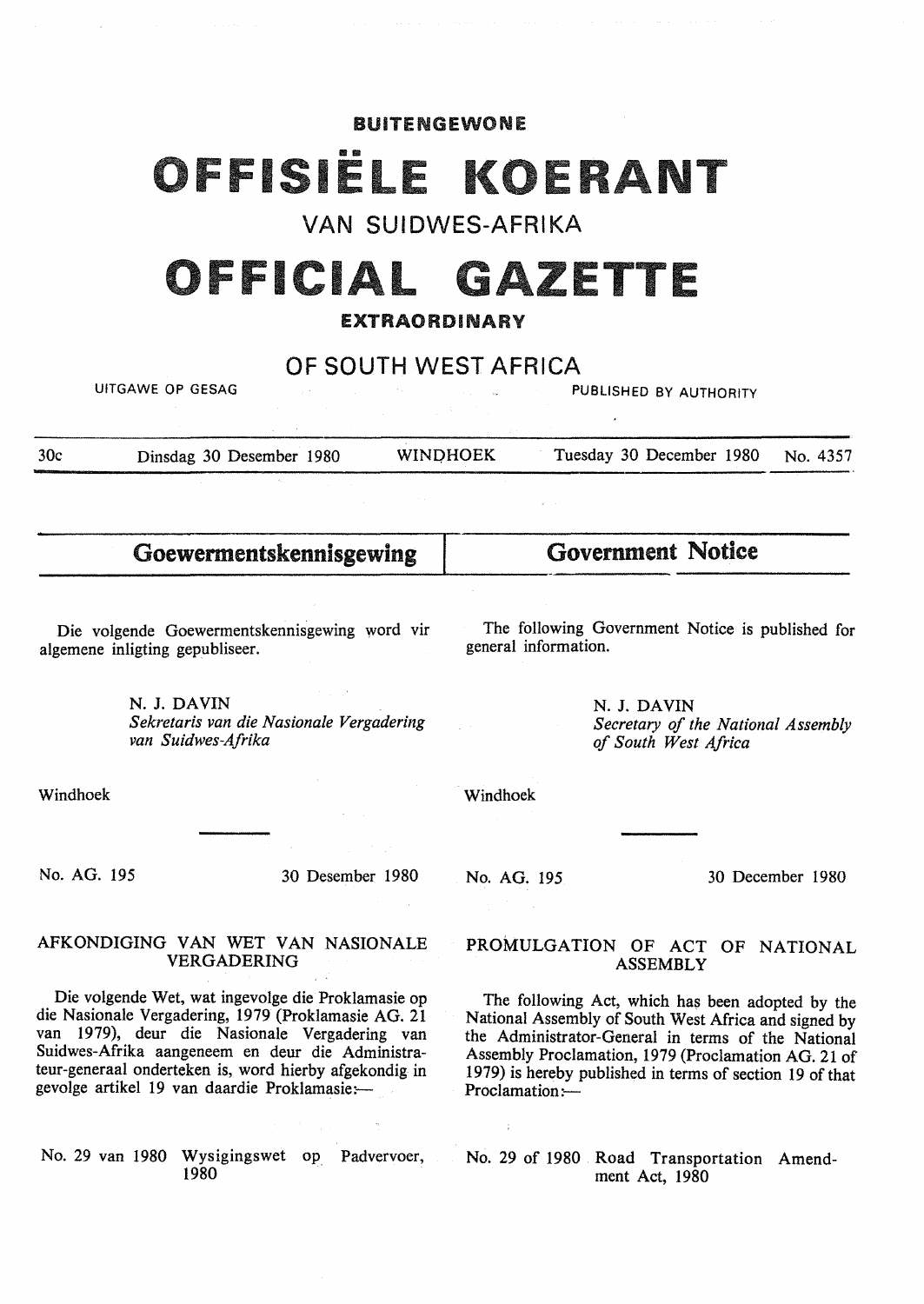**BUITENGEWONE**

# OFFISIËLE KOERANT

## VAN SUIDWES-AFRIKA

# OFFICIAL GAZETTE

**EXTRAORDINARY**

## OF SOUTH WEST AFRICA

UITGAWE OP GESAG — PUBLISHED BY AUTHORITY

30c — Dinsdag 30 Desember 1980 — WINDHOEK — Tuesday 30 December 1980 — No. 4357

## Goewermentskennisgewing

Die volgende Goewermentskennisgewing word vir algemene inligting gepubliseer.

N. J. DAVIN
*Sekretaris van die Nasionale Vergadering van Suidwes-Afrika*

Windhoek

No. AG. 195 — 30 Desember 1980

### AFKONDIGING VAN WET VAN NASIONALE VERGADERING

Die volgende Wet, wat ingevolge die Proklamasie op die Nasionale Vergadering, 1979 (Proklamasie AG. 21 van 1979), deur die Nasionale Vergadering van Suidwes-Afrika aangeneem en deur die Administrateur-generaal onderteken is, word hierby afgekondig in gevolge artikel 19 van daardie Proklamasie:—

No. 29 van 1980 Wysigingswet op Padvervoer, 1980

## Government Notice

The following Government Notice is published for general information.

N. J. DAVIN
*Secretary of the National Assembly of South West Africa*

Windhoek

No. AG. 195 — 30 December 1980

### PROMULGATION OF ACT OF NATIONAL ASSEMBLY

The following Act, which has been adopted by the National Assembly of South West Africa and signed by the Administrator-General in terms of the National Assembly Proclamation, 1979 (Proclamation AG. 21 of 1979) is hereby published in terms of section 19 of that Proclamation:—

No. 29 of 1980 Road Transportation Amendment Act, 1980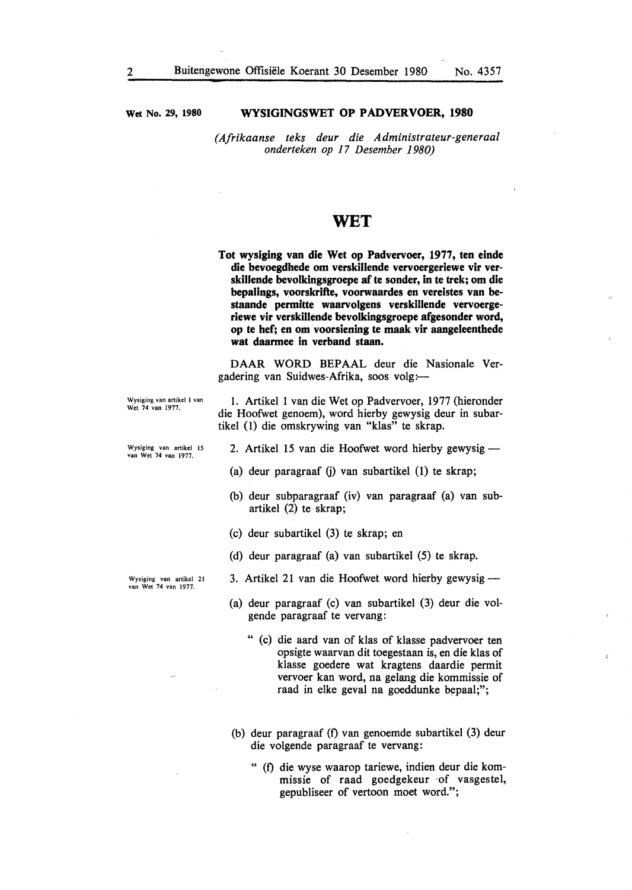Wet No. 29, 1980

## WYSIGINGSWET OP PADVERVOER, 1980

*(Afrikaanse teks deur die Administrateur-generaal onderteken op 17 Desember 1980)*

# WET

**Tot wysiging van die Wet op Padvervoer, 1977, ten einde die bevoegdhede om verskillende vervoergeriewe vir verskillende bevolkingsgroepe af te sonder, in te trek; om die bepalings, voorskrifte, voorwaardes en vereistes van bestaande permitte waarvolgens verskillende vervoergeriewe vir verskillende bevolkingsgroepe afgesonder word, op te hef; en om voorsiening te maak vir aangeleenthede wat daarmee in verband staan.**

DAAR WORD BEPAAL deur die Nasionale Vergadering van Suidwes-Afrika, soos volg:—

Wysiging van artikel 1 van Wet 74 van 1977.

1. Artikel 1 van die Wet op Padvervoer, 1977 (hieronder die Hoofwet genoem), word hierby gewysig deur in subartikel (1) die omskrywing van "klas" te skrap.

Wysiging van artikel 15 van Wet 74 van 1977.

2. Artikel 15 van die Hoofwet word hierby gewysig —

(a) deur paragraaf (j) van subartikel (1) te skrap;

(b) deur subparagraaf (iv) van paragraaf (a) van subartikel (2) te skrap;

(c) deur subartikel (3) te skrap; en

(d) deur paragraaf (a) van subartikel (5) te skrap.

Wysiging van artikel 21 van Wet 74 van 1977.

3. Artikel 21 van die Hoofwet word hierby gewysig —

(a) deur paragraaf (c) van subartikel (3) deur die volgende paragraaf te vervang:

> " (c) die aard van of klas of klasse padvervoer ten opsigte waarvan dit toegestaan is, en die klas of klasse goedere wat kragtens daardie permit vervoer kan word, na gelang die kommissie of raad in elke geval na goeddunke bepaal;";

(b) deur paragraaf (f) van genoemde subartikel (3) deur die volgende paragraaf te vervang:

> " (f) die wyse waarop tariewe, indien deur die kommissie of raad goedgekeur of vasgestel, gepubliseer of vertoon moet word.";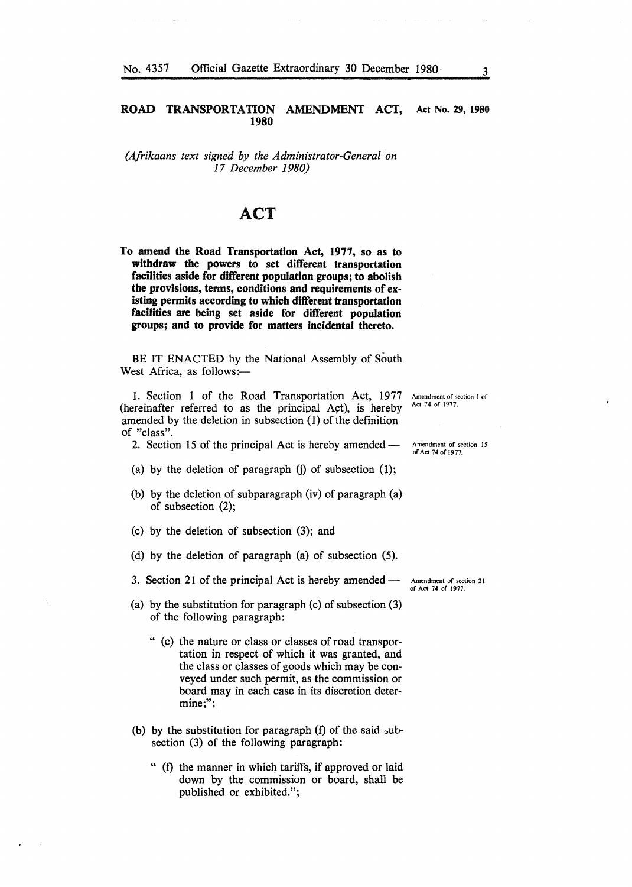## ROAD TRANSPORTATION AMENDMENT ACT, 1980

**Act No. 29, 1980**

*(Afrikaans text signed by the Administrator-General on 17 December 1980)*

# ACT

**To amend the Road Transportation Act, 1977, so as to withdraw the powers to set different transportation facilities aside for different population groups; to abolish the provisions, terms, conditions and requirements of existing permits according to which different transportation facilities are being set aside for different population groups; and to provide for matters incidental thereto.**

BE IT ENACTED by the National Assembly of South West Africa, as follows:—

Amendment of section 1 of Act 74 of 1977.

1. Section 1 of the Road Transportation Act, 1977 (hereinafter referred to as the principal Act), is hereby amended by the deletion in subsection (1) of the definition of "class".

Amendment of section 15 of Act 74 of 1977.

2. Section 15 of the principal Act is hereby amended —

(a) by the deletion of paragraph (j) of subsection (1);

(b) by the deletion of subparagraph (iv) of paragraph (a) of subsection (2);

(c) by the deletion of subsection (3); and

(d) by the deletion of paragraph (a) of subsection (5).

Amendment of section 21 of Act 74 of 1977.

3. Section 21 of the principal Act is hereby amended —

(a) by the substitution for paragraph (c) of subsection (3) of the following paragraph:

" (c) the nature or class or classes of road transportation in respect of which it was granted, and the class or classes of goods which may be conveyed under such permit, as the commission or board may in each case in its discretion determine;";

(b) by the substitution for paragraph (f) of the said subsection (3) of the following paragraph:

" (f) the manner in which tariffs, if approved or laid down by the commission or board, shall be published or exhibited.";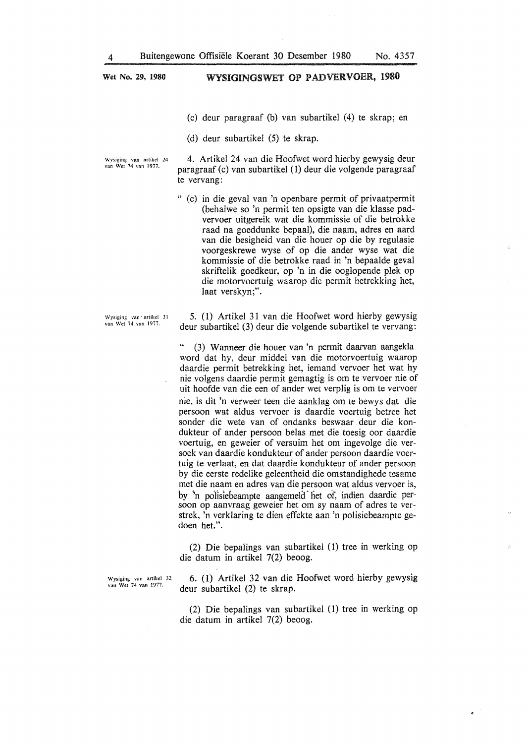(c) deur paragraaf (b) van subartikel (4) te skrap; en

(d) deur subartikel (5) te skrap.

Wysiging van artikel 24 van Wet 74 van 1977.

4. Artikel 24 van die Hoofwet word hierby gewysig deur paragraaf (c) van subartikel (1) deur die volgende paragraaf te vervang:

" (c) in die geval van 'n openbare permit of privaatpermit (behalwe so 'n permit ten opsigte van die klasse padvervoer uitgereik wat die kommissie of die betrokke raad na goeddunke bepaal), die naam, adres en aard van die besigheid van die houer op die by regulasie voorgeskrewe wyse of op die ander wyse wat die kommissie of die betrokke raad in 'n bepaalde geval skriftelik goedkeur, op 'n in die ooglopende plek op die motorvoertuig waarop die permit betrekking het, laat verskyn;".

Wysiging van artikel 31 van Wet 74 van 1977.

5. (1) Artikel 31 van die Hoofwet word hierby gewysig deur subartikel (3) deur die volgende subartikel te vervang:

" (3) Wanneer die houer van 'n permit daarvan aangekla word dat hy, deur middel van die motorvoertuig waarop daardie permit betrekking het, iemand vervoer het wat hy nie volgens daardie permit gemagtig is om te vervoer nie of uit hoofde van die een of ander wet verplig is om te vervoer nie, is dit 'n verweer teen die aanklag om te bewys dat die persoon wat aldus vervoer is daardie voertuig betree het sonder die wete van of ondanks beswaar deur die kondukteur of ander persoon belas met die toesig oor daardie voertuig, en geweier of versuim het om ingevolge die versoek van daardie kondukteur of ander persoon daardie voertuig te verlaat, en dat daardie kondukteur of ander persoon by die eerste redelike geleentheid die omstandighede tesame met die naam en adres van die persoon wat aldus vervoer is, by 'n polisiebeampte aangemeld het of, indien daardie persoon op aanvraag geweier het om sy naam of adres te verstrek, 'n verklaring te dien effekte aan 'n polisiebeampte gedoen het.".

(2) Die bepalings van subartikel (1) tree in werking op die datum in artikel 7(2) beoog.

Wysiging van artikel 32 van Wet 74 van 1977.

6. (1) Artikel 32 van die Hoofwet word hierby gewysig deur subartikel (2) te skrap.

(2) Die bepalings van subartikel (1) tree in werking op die datum in artikel 7(2) beoog.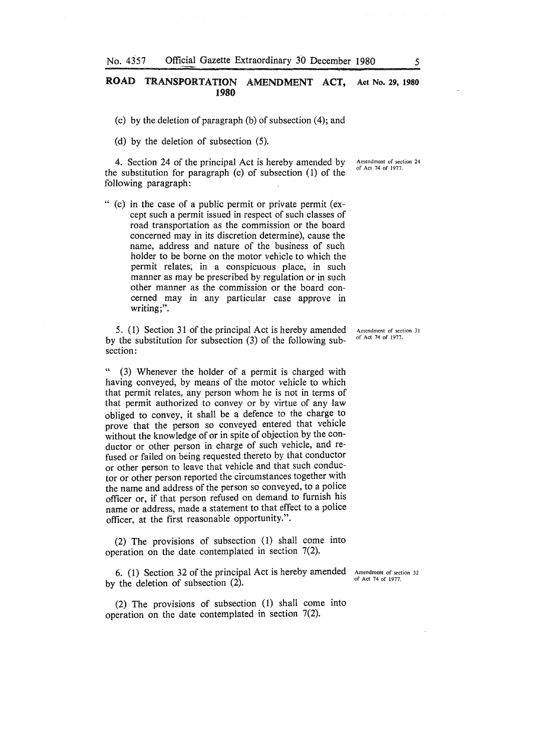(c) by the deletion of paragraph (b) of subsection (4); and

(d) by the deletion of subsection (5).

4. Section 24 of the principal Act is hereby amended by the substitution for paragraph (c) of subsection (1) of the following paragraph:

*Amendment of section 24 of Act 74 of 1977.*

" (c) in the case of a public permit or private permit (except such a permit issued in respect of such classes of road transportation as the commission or the board concerned may in its discretion determine), cause the name, address and nature of the business of such holder to be borne on the motor vehicle to which the permit relates, in a conspicuous place, in such manner as may be prescribed by regulation or in such other manner as the commission or the board concerned may in any particular case approve in writing;".

5. (1) Section 31 of the principal Act is hereby amended by the substitution for subsection (3) of the following subsection:

*Amendment of section 31 of Act 74 of 1977.*

" (3) Whenever the holder of a permit is charged with having conveyed, by means of the motor vehicle to which that permit relates, any person whom he is not in terms of that permit authorized to convey or by virtue of any law obliged to convey, it shall be a defence to the charge to prove that the person so conveyed entered that vehicle without the knowledge of or in spite of objection by the conductor or other person in charge of such vehicle, and refused or failed on being requested thereto by that conductor or other person to leave that vehicle and that such conductor or other person reported the circumstances together with the name and address of the person so conveyed, to a police officer or, if that person refused on demand to furnish his name or address, made a statement to that effect to a police officer, at the first reasonable opportunity.".

(2) The provisions of subsection (1) shall come into operation on the date contemplated in section 7(2).

6. (1) Section 32 of the principal Act is hereby amended by the deletion of subsection (2).

*Amendment of section 32 of Act 74 of 1977.*

(2) The provisions of subsection (1) shall come into operation on the date contemplated in section 7(2).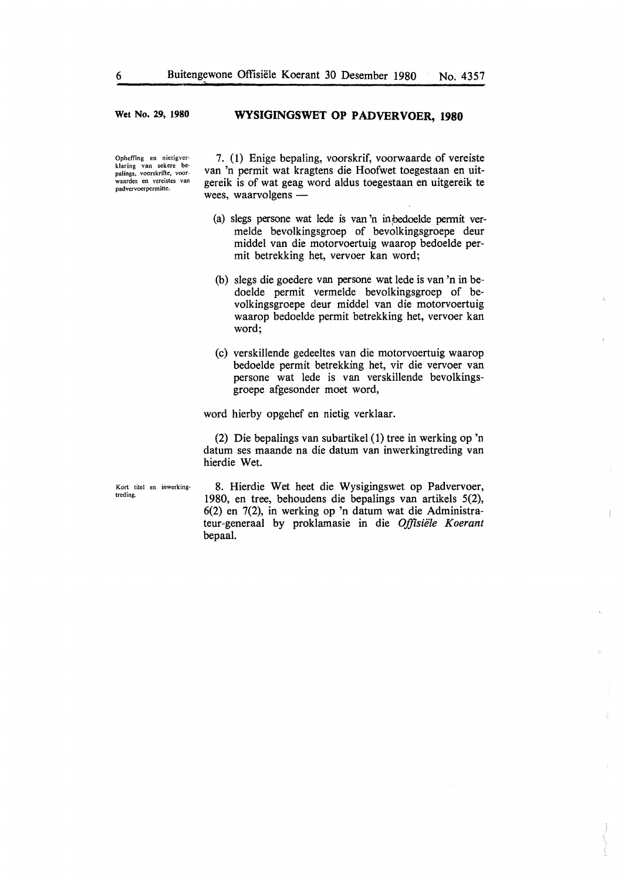**Wet No. 29, 1980**

## WYSIGINGSWET OP PADVERVOER, 1980

*Opheffing en nietigverklaring van sekere bepalings, voorskrifte, voorwaardes en vereistes van padvervoerpermitte.*

7. (1) Enige bepaling, voorskrif, voorwaarde of vereiste van 'n permit wat kragtens die Hoofwet toegestaan en uitgereik is of wat geag word aldus toegestaan en uitgereik te wees, waarvolgens —

(a) slegs persone wat lede is van 'n in bedoelde permit vermelde bevolkingsgroep of bevolkingsgroepe deur middel van die motorvoertuig waarop bedoelde permit betrekking het, vervoer kan word;

(b) slegs die goedere van persone wat lede is van 'n in bedoelde permit vermelde bevolkingsgroep of bevolkingsgroepe deur middel van die motorvoertuig waarop bedoelde permit betrekking het, vervoer kan word;

(c) verskillende gedeeltes van die motorvoertuig waarop bedoelde permit betrekking het, vir die vervoer van persone wat lede is van verskillende bevolkingsgroepe afgesonder moet word,

word hierby opgehef en nietig verklaar.

(2) Die bepalings van subartikel (1) tree in werking op 'n datum ses maande na die datum van inwerkingtreding van hierdie Wet.

*Kort titel en inwerkingtreding.*

8. Hierdie Wet heet die Wysigingswet op Padvervoer, 1980, en tree, behoudens die bepalings van artikels 5(2), 6(2) en 7(2), in werking op 'n datum wat die Administrateur-generaal by proklamasie in die *Offisiële Koerant* bepaal.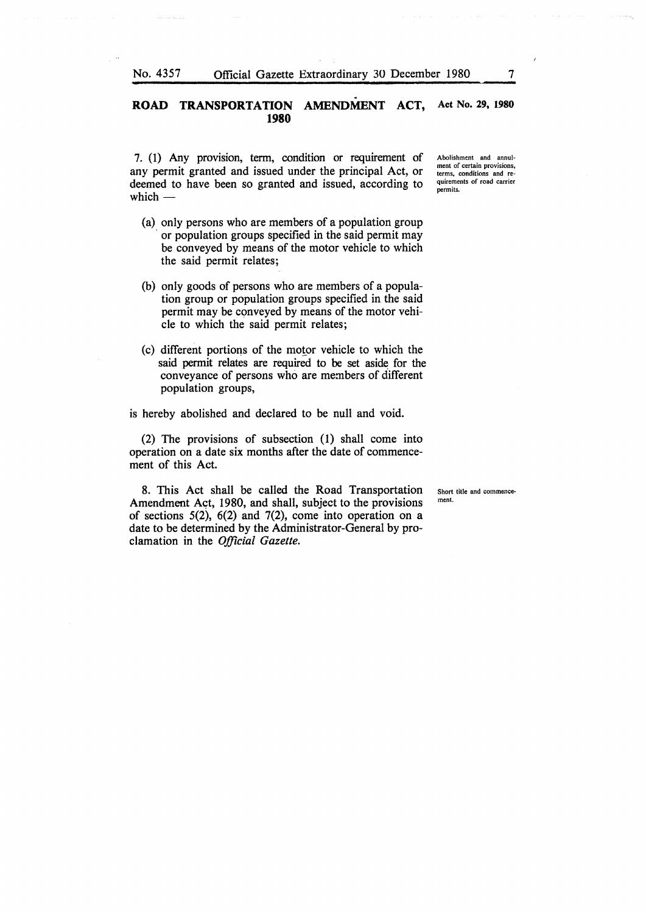## ROAD TRANSPORTATION AMENDMENT ACT, 1980

**Act No. 29, 1980**

*Abolishment and annulment of certain provisions, terms, conditions and requirements of road carrier permits.*

7. (1) Any provision, term, condition or requirement of any permit granted and issued under the principal Act, or deemed to have been so granted and issued, according to which —

(a) only persons who are members of a population group or population groups specified in the said permit may be conveyed by means of the motor vehicle to which the said permit relates;

(b) only goods of persons who are members of a population group or population groups specified in the said permit may be conveyed by means of the motor vehicle to which the said permit relates;

(c) different portions of the motor vehicle to which the said permit relates are required to be set aside for the conveyance of persons who are members of different population groups,

is hereby abolished and declared to be null and void.

(2) The provisions of subsection (1) shall come into operation on a date six months after the date of commencement of this Act.

*Short title and commencement.*

8. This Act shall be called the Road Transportation Amendment Act, 1980, and shall, subject to the provisions of sections 5(2), 6(2) and 7(2), come into operation on a date to be determined by the Administrator-General by proclamation in the *Official Gazette*.